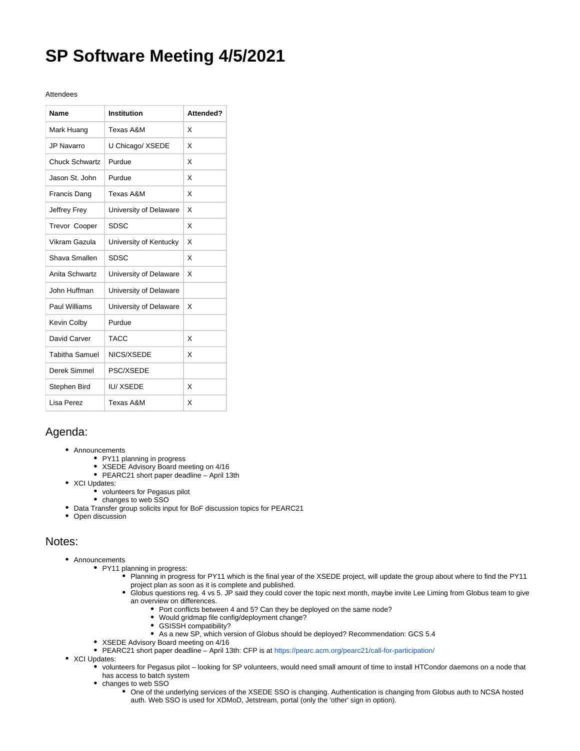# SP Software Meeting 4/5/2021

Attendees

| Name | Institution | Attended? |
|---|---|---|
| Mark Huang | Texas A&M | X |
| JP Navarro | U Chicago/ XSEDE | X |
| Chuck Schwartz | Purdue | X |
| Jason St. John | Purdue | X |
| Francis Dang | Texas A&M | X |
| Jeffrey Frey | University of Delaware | X |
| Trevor Cooper | SDSC | X |
| Vikram Gazula | University of Kentucky | X |
| Shava Smallen | SDSC | X |
| Anita Schwartz | University of Delaware | X |
| John Huffman | University of Delaware | |
| Paul Williams | University of Delaware | X |
| Kevin Colby | Purdue | |
| David Carver | TACC | X |
| Tabitha Samuel | NICS/XSEDE | X |
| Derek Simmel | PSC/XSEDE | |
| Stephen Bird | IU/ XSEDE | X |
| Lisa Perez | Texas A&M | X |

## Agenda:

- Announcements
  - PY11 planning in progress
  - XSEDE Advisory Board meeting on 4/16
  - PEARC21 short paper deadline – April 13th
- XCI Updates:
  - volunteers for Pegasus pilot
  - changes to web SSO
- Data Transfer group solicits input for BoF discussion topics for PEARC21
- Open discussion

## Notes:

- Announcements
  - PY11 planning in progress:
    - Planning in progress for PY11 which is the final year of the XSEDE project, will update the group about where to find the PY11 project plan as soon as it is complete and published.
    - Globus questions reg. 4 vs 5. JP said they could cover the topic next month, maybe invite Lee Liming from Globus team to give an overview on differences.
      - Port conflicts between 4 and 5? Can they be deployed on the same node?
      - Would gridmap file config/deployment change?
      - GSISSH compatibility?
      - As a new SP, which version of Globus should be deployed? Recommendation: GCS 5.4
  - XSEDE Advisory Board meeting on 4/16
  - PEARC21 short paper deadline – April 13th: CFP is at https://pearc.acm.org/pearc21/call-for-participation/
- XCI Updates:
  - volunteers for Pegasus pilot – looking for SP volunteers, would need small amount of time to install HTCondor daemons on a node that has access to batch system
  - changes to web SSO
    - One of the underlying services of the XSEDE SSO is changing. Authentication is changing from Globus auth to NCSA hosted auth. Web SSO is used for XDMoD, Jetstream, portal (only the 'other' sign in option).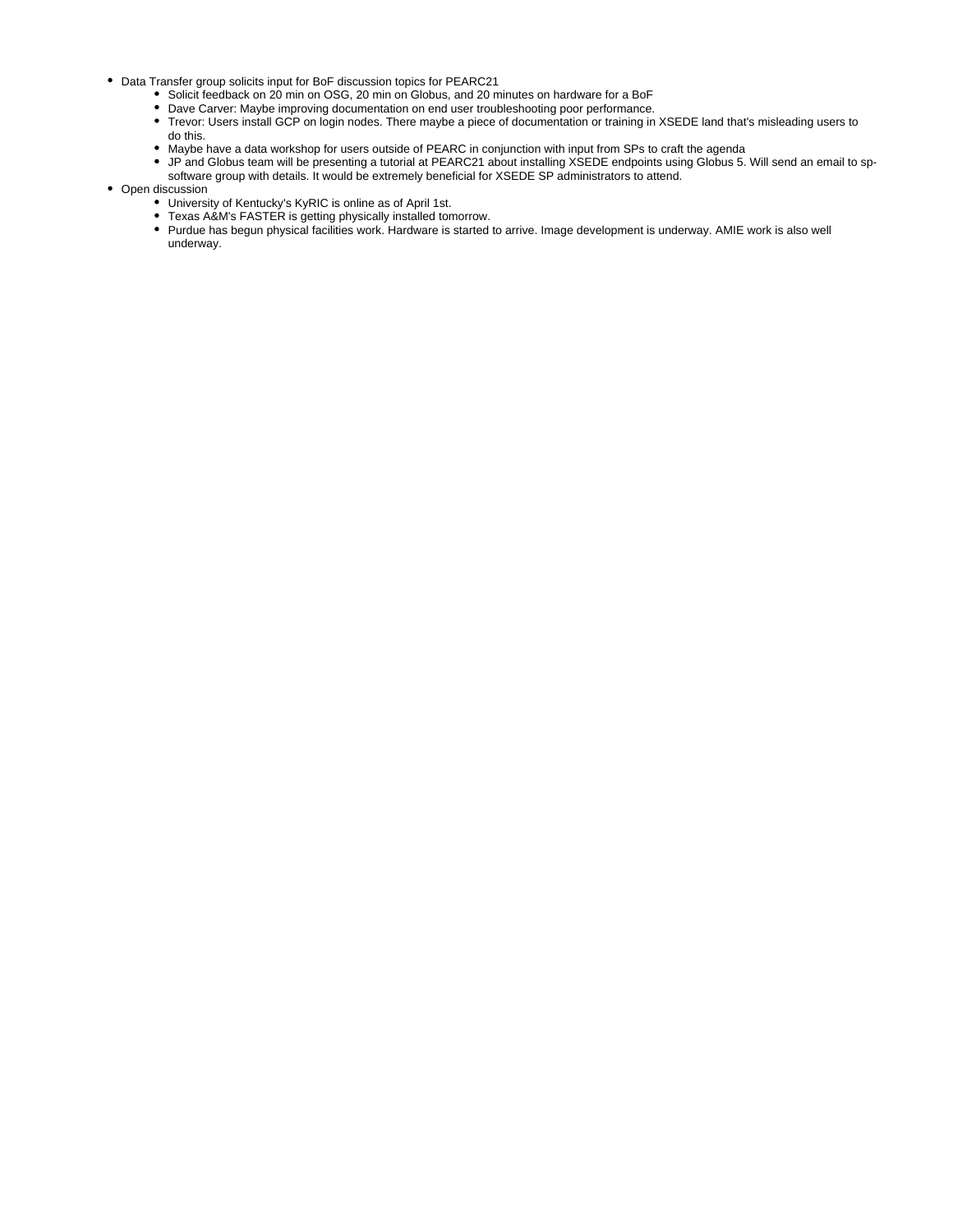- Data Transfer group solicits input for BoF discussion topics for PEARC21
  - Solicit feedback on 20 min on OSG, 20 min on Globus, and 20 minutes on hardware for a BoF
  - Dave Carver: Maybe improving documentation on end user troubleshooting poor performance.
  - Trevor: Users install GCP on login nodes. There maybe a piece of documentation or training in XSEDE land that's misleading users to do this.
  - Maybe have a data workshop for users outside of PEARC in conjunction with input from SPs to craft the agenda
  - JP and Globus team will be presenting a tutorial at PEARC21 about installing XSEDE endpoints using Globus 5. Will send an email to sp-software group with details. It would be extremely beneficial for XSEDE SP administrators to attend.
- Open discussion
  - University of Kentucky's KyRIC is online as of April 1st.
  - Texas A&M's FASTER is getting physically installed tomorrow.
  - Purdue has begun physical facilities work. Hardware is started to arrive. Image development is underway. AMIE work is also well underway.